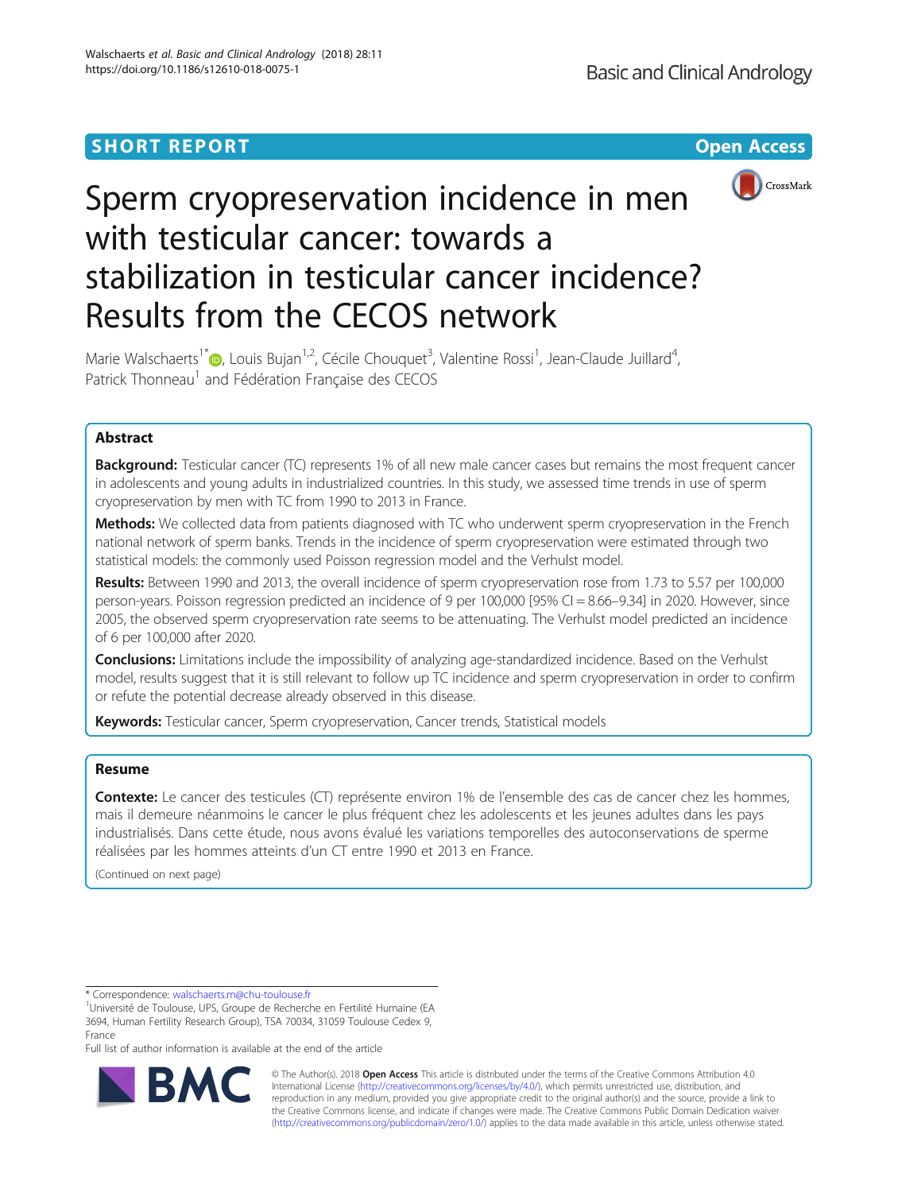SHORT REPORT

Open Access

# Sperm cryopreservation incidence in men with testicular cancer: towards a stabilization in testicular cancer incidence? Results from the CECOS network

Marie Walschaerts[1*], Louis Bujan[1,2], Cécile Chouquet[3], Valentine Rossi[1], Jean-Claude Juillard[4], Patrick Thonneau[1] and Fédération Française des CECOS

## Abstract

**Background:** Testicular cancer (TC) represents 1% of all new male cancer cases but remains the most frequent cancer in adolescents and young adults in industrialized countries. In this study, we assessed time trends in use of sperm cryopreservation by men with TC from 1990 to 2013 in France.

**Methods:** We collected data from patients diagnosed with TC who underwent sperm cryopreservation in the French national network of sperm banks. Trends in the incidence of sperm cryopreservation were estimated through two statistical models: the commonly used Poisson regression model and the Verhulst model.

**Results:** Between 1990 and 2013, the overall incidence of sperm cryopreservation rose from 1.73 to 5.57 per 100,000 person-years. Poisson regression predicted an incidence of 9 per 100,000 [95% CI = 8.66–9.34] in 2020. However, since 2005, the observed sperm cryopreservation rate seems to be attenuating. The Verhulst model predicted an incidence of 6 per 100,000 after 2020.

**Conclusions:** Limitations include the impossibility of analyzing age-standardized incidence. Based on the Verhulst model, results suggest that it is still relevant to follow up TC incidence and sperm cryopreservation in order to confirm or refute the potential decrease already observed in this disease.

**Keywords:** Testicular cancer, Sperm cryopreservation, Cancer trends, Statistical models

## Resume

**Contexte:** Le cancer des testicules (CT) représente environ 1% de l'ensemble des cas de cancer chez les hommes, mais il demeure néanmoins le cancer le plus fréquent chez les adolescents et les jeunes adultes dans les pays industrialisés. Dans cette étude, nous avons évalué les variations temporelles des autoconservations de sperme réalisées par les hommes atteints d'un CT entre 1990 et 2013 en France.

(Continued on next page)

* Correspondence: walschaerts.m@chu-toulouse.fr

[1]Université de Toulouse, UPS, Groupe de Recherche en Fertilité Humaine (EA 3694, Human Fertility Research Group), TSA 70034, 31059 Toulouse Cedex 9, France

Full list of author information is available at the end of the article

© The Author(s). 2018 **Open Access** This article is distributed under the terms of the Creative Commons Attribution 4.0 International License (http://creativecommons.org/licenses/by/4.0/), which permits unrestricted use, distribution, and reproduction in any medium, provided you give appropriate credit to the original author(s) and the source, provide a link to the Creative Commons license, and indicate if changes were made. The Creative Commons Public Domain Dedication waiver (http://creativecommons.org/publicdomain/zero/1.0/) applies to the data made available in this article, unless otherwise stated.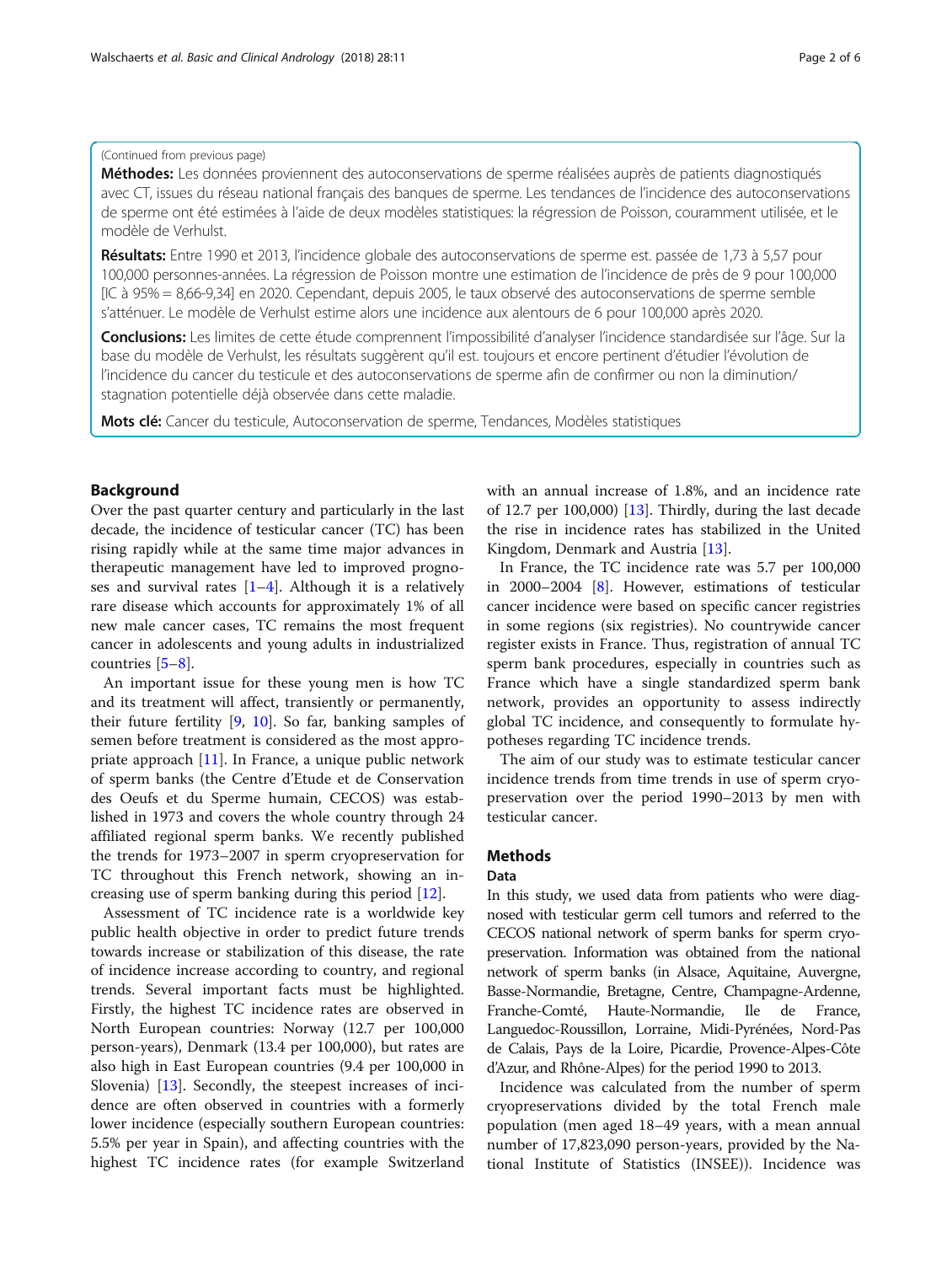(Continued from previous page)

**Méthodes:** Les données proviennent des autoconservations de sperme réalisées auprès de patients diagnostiqués avec CT, issues du réseau national français des banques de sperme. Les tendances de l'incidence des autoconservations de sperme ont été estimées à l'aide de deux modèles statistiques: la régression de Poisson, couramment utilisée, et le modèle de Verhulst.

**Résultats:** Entre 1990 et 2013, l'incidence globale des autoconservations de sperme est. passée de 1,73 à 5,57 pour 100,000 personnes-années. La régression de Poisson montre une estimation de l'incidence de près de 9 pour 100,000 [IC à 95% = 8,66-9,34] en 2020. Cependant, depuis 2005, le taux observé des autoconservations de sperme semble s'atténuer. Le modèle de Verhulst estime alors une incidence aux alentours de 6 pour 100,000 après 2020.

**Conclusions:** Les limites de cette étude comprennent l'impossibilité d'analyser l'incidence standardisée sur l'âge. Sur la base du modèle de Verhulst, les résultats suggèrent qu'il est. toujours et encore pertinent d'étudier l'évolution de l'incidence du cancer du testicule et des autoconservations de sperme afin de confirmer ou non la diminution/stagnation potentielle déjà observée dans cette maladie.

**Mots clé:** Cancer du testicule, Autoconservation de sperme, Tendances, Modèles statistiques

## Background

Over the past quarter century and particularly in the last decade, the incidence of testicular cancer (TC) has been rising rapidly while at the same time major advances in therapeutic management have led to improved prognoses and survival rates [1–4]. Although it is a relatively rare disease which accounts for approximately 1% of all new male cancer cases, TC remains the most frequent cancer in adolescents and young adults in industrialized countries [5–8].

An important issue for these young men is how TC and its treatment will affect, transiently or permanently, their future fertility [9, 10]. So far, banking samples of semen before treatment is considered as the most appropriate approach [11]. In France, a unique public network of sperm banks (the Centre d'Etude et de Conservation des Oeufs et du Sperme humain, CECOS) was established in 1973 and covers the whole country through 24 affiliated regional sperm banks. We recently published the trends for 1973–2007 in sperm cryopreservation for TC throughout this French network, showing an increasing use of sperm banking during this period [12].

Assessment of TC incidence rate is a worldwide key public health objective in order to predict future trends towards increase or stabilization of this disease, the rate of incidence increase according to country, and regional trends. Several important facts must be highlighted. Firstly, the highest TC incidence rates are observed in North European countries: Norway (12.7 per 100,000 person-years), Denmark (13.4 per 100,000), but rates are also high in East European countries (9.4 per 100,000 in Slovenia) [13]. Secondly, the steepest increases of incidence are often observed in countries with a formerly lower incidence (especially southern European countries: 5.5% per year in Spain), and affecting countries with the highest TC incidence rates (for example Switzerland with an annual increase of 1.8%, and an incidence rate of 12.7 per 100,000) [13]. Thirdly, during the last decade the rise in incidence rates has stabilized in the United Kingdom, Denmark and Austria [13].

In France, the TC incidence rate was 5.7 per 100,000 in 2000–2004 [8]. However, estimations of testicular cancer incidence were based on specific cancer registries in some regions (six registries). No countrywide cancer register exists in France. Thus, registration of annual TC sperm bank procedures, especially in countries such as France which have a single standardized sperm bank network, provides an opportunity to assess indirectly global TC incidence, and consequently to formulate hypotheses regarding TC incidence trends.

The aim of our study was to estimate testicular cancer incidence trends from time trends in use of sperm cryopreservation over the period 1990–2013 by men with testicular cancer.

## Methods

### Data

In this study, we used data from patients who were diagnosed with testicular germ cell tumors and referred to the CECOS national network of sperm banks for sperm cryopreservation. Information was obtained from the national network of sperm banks (in Alsace, Aquitaine, Auvergne, Basse-Normandie, Bretagne, Centre, Champagne-Ardenne, Franche-Comté, Haute-Normandie, Ile de France, Languedoc-Roussillon, Lorraine, Midi-Pyrénées, Nord-Pas de Calais, Pays de la Loire, Picardie, Provence-Alpes-Côte d'Azur, and Rhône-Alpes) for the period 1990 to 2013.

Incidence was calculated from the number of sperm cryopreservations divided by the total French male population (men aged 18–49 years, with a mean annual number of 17,823,090 person-years, provided by the National Institute of Statistics (INSEE)). Incidence was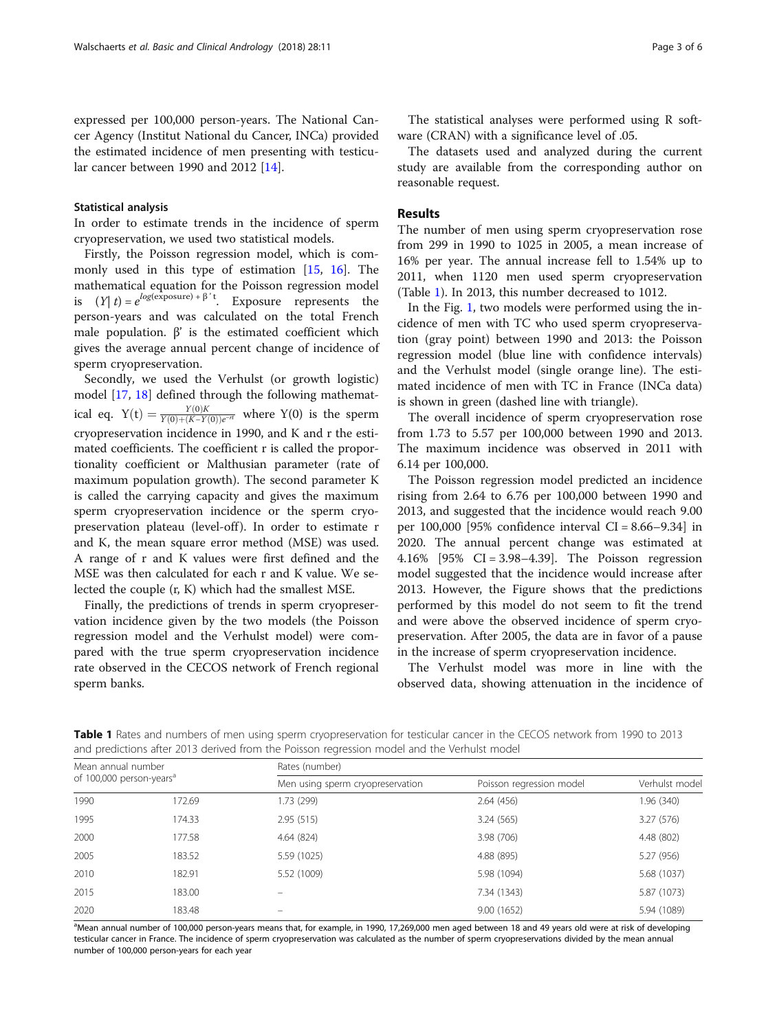expressed per 100,000 person-years. The National Cancer Agency (Institut National du Cancer, INCa) provided the estimated incidence of men presenting with testicular cancer between 1990 and 2012 [14].

### Statistical analysis

In order to estimate trends in the incidence of sperm cryopreservation, we used two statistical models.

Firstly, the Poisson regression model, which is commonly used in this type of estimation [15, 16]. The mathematical equation for the Poisson regression model is $(Y|\, t) = e^{log(\text{exposure}) + \beta' t}$. Exposure represents the person-years and was calculated on the total French male population. β' is the estimated coefficient which gives the average annual percent change of incidence of sperm cryopreservation.

Secondly, we used the Verhulst (or growth logistic) model [17, 18] defined through the following mathematical eq. $Y(t) = \frac{Y(0)K}{Y(0)+(K-Y(0))e^{-rt}}$ where Y(0) is the sperm cryopreservation incidence in 1990, and K and r the estimated coefficients. The coefficient r is called the proportionality coefficient or Malthusian parameter (rate of maximum population growth). The second parameter K is called the carrying capacity and gives the maximum sperm cryopreservation incidence or the sperm cryopreservation plateau (level-off). In order to estimate r and K, the mean square error method (MSE) was used. A range of r and K values were first defined and the MSE was then calculated for each r and K value. We selected the couple (r, K) which had the smallest MSE.

Finally, the predictions of trends in sperm cryopreservation incidence given by the two models (the Poisson regression model and the Verhulst model) were compared with the true sperm cryopreservation incidence rate observed in the CECOS network of French regional sperm banks.

The statistical analyses were performed using R software (CRAN) with a significance level of .05.

The datasets used and analyzed during the current study are available from the corresponding author on reasonable request.

## Results

The number of men using sperm cryopreservation rose from 299 in 1990 to 1025 in 2005, a mean increase of 16% per year. The annual increase fell to 1.54% up to 2011, when 1120 men used sperm cryopreservation (Table 1). In 2013, this number decreased to 1012.

In the Fig. 1, two models were performed using the incidence of men with TC who used sperm cryopreservation (gray point) between 1990 and 2013: the Poisson regression model (blue line with confidence intervals) and the Verhulst model (single orange line). The estimated incidence of men with TC in France (INCa data) is shown in green (dashed line with triangle).

The overall incidence of sperm cryopreservation rose from 1.73 to 5.57 per 100,000 between 1990 and 2013. The maximum incidence was observed in 2011 with 6.14 per 100,000.

The Poisson regression model predicted an incidence rising from 2.64 to 6.76 per 100,000 between 1990 and 2013, and suggested that the incidence would reach 9.00 per 100,000 [95% confidence interval CI = 8.66–9.34] in 2020. The annual percent change was estimated at 4.16% [95% CI = 3.98–4.39]. The Poisson regression model suggested that the incidence would increase after 2013. However, the Figure shows that the predictions performed by this model do not seem to fit the trend and were above the observed incidence of sperm cryopreservation. After 2005, the data are in favor of a pause in the increase of sperm cryopreservation incidence.

The Verhulst model was more in line with the observed data, showing attenuation in the incidence of

**Table 1** Rates and numbers of men using sperm cryopreservation for testicular cancer in the CECOS network from 1990 to 2013 and predictions after 2013 derived from the Poisson regression model and the Verhulst model

| Mean annual number of 100,000 person-years[a] | | Rates (number) | | |
|---|---|---|---|---|
| | | Men using sperm cryopreservation | Poisson regression model | Verhulst model |
| 1990 | 172.69 | 1.73 (299) | 2.64 (456) | 1.96 (340) |
| 1995 | 174.33 | 2.95 (515) | 3.24 (565) | 3.27 (576) |
| 2000 | 177.58 | 4.64 (824) | 3.98 (706) | 4.48 (802) |
| 2005 | 183.52 | 5.59 (1025) | 4.88 (895) | 5.27 (956) |
| 2010 | 182.91 | 5.52 (1009) | 5.98 (1094) | 5.68 (1037) |
| 2015 | 183.00 | – | 7.34 (1343) | 5.87 (1073) |
| 2020 | 183.48 | – | 9.00 (1652) | 5.94 (1089) |

[a]Mean annual number of 100,000 person-years means that, for example, in 1990, 17,269,000 men aged between 18 and 49 years old were at risk of developing testicular cancer in France. The incidence of sperm cryopreservation was calculated as the number of sperm cryopreservations divided by the mean annual number of 100,000 person-years for each year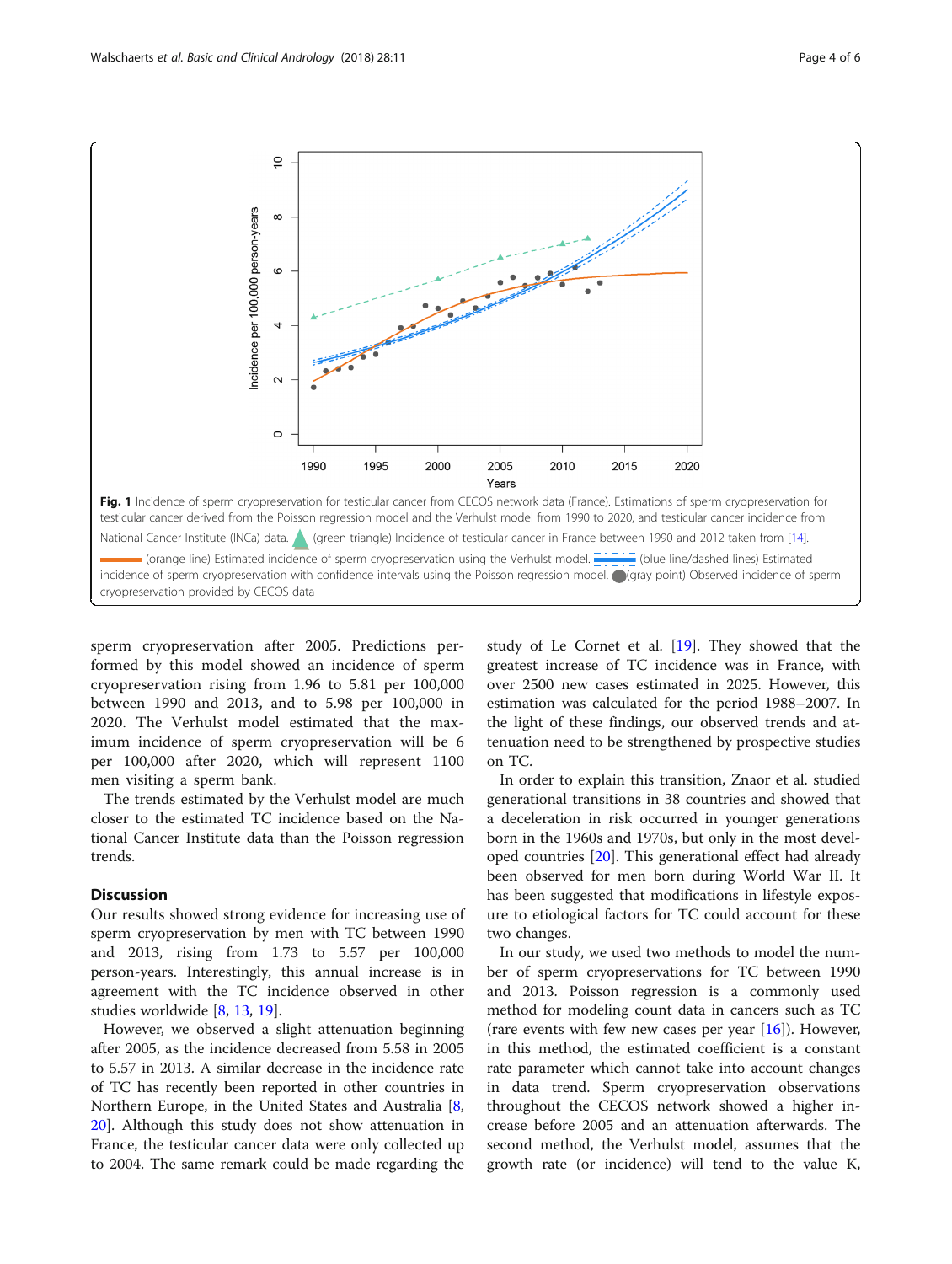Fig. 1 Incidence of sperm cryopreservation for testicular cancer from CECOS network data (France). Estimations of sperm cryopreservation for testicular cancer derived from the Poisson regression model and the Verhulst model from 1990 to 2020, and testicular cancer incidence from National Cancer Institute (INCa) data. (green triangle) Incidence of testicular cancer in France between 1990 and 2012 taken from [14]. (orange line) Estimated incidence of sperm cryopreservation using the Verhulst model. (blue line/dashed lines) Estimated incidence of sperm cryopreservation with confidence intervals using the Poisson regression model. (gray point) Observed incidence of sperm cryopreservation provided by CECOS data

sperm cryopreservation after 2005. Predictions performed by this model showed an incidence of sperm cryopreservation rising from 1.96 to 5.81 per 100,000 between 1990 and 2013, and to 5.98 per 100,000 in 2020. The Verhulst model estimated that the maximum incidence of sperm cryopreservation will be 6 per 100,000 after 2020, which will represent 1100 men visiting a sperm bank.

The trends estimated by the Verhulst model are much closer to the estimated TC incidence based on the National Cancer Institute data than the Poisson regression trends.

## Discussion

Our results showed strong evidence for increasing use of sperm cryopreservation by men with TC between 1990 and 2013, rising from 1.73 to 5.57 per 100,000 person-years. Interestingly, this annual increase is in agreement with the TC incidence observed in other studies worldwide [8, 13, 19].

However, we observed a slight attenuation beginning after 2005, as the incidence decreased from 5.58 in 2005 to 5.57 in 2013. A similar decrease in the incidence rate of TC has recently been reported in other countries in Northern Europe, in the United States and Australia [8, 20]. Although this study does not show attenuation in France, the testicular cancer data were only collected up to 2004. The same remark could be made regarding the study of Le Cornet et al. [19]. They showed that the greatest increase of TC incidence was in France, with over 2500 new cases estimated in 2025. However, this estimation was calculated for the period 1988–2007. In the light of these findings, our observed trends and attenuation need to be strengthened by prospective studies on TC.

In order to explain this transition, Znaor et al. studied generational transitions in 38 countries and showed that a deceleration in risk occurred in younger generations born in the 1960s and 1970s, but only in the most developed countries [20]. This generational effect had already been observed for men born during World War II. It has been suggested that modifications in lifestyle exposure to etiological factors for TC could account for these two changes.

In our study, we used two methods to model the number of sperm cryopreservations for TC between 1990 and 2013. Poisson regression is a commonly used method for modeling count data in cancers such as TC (rare events with few new cases per year [16]). However, in this method, the estimated coefficient is a constant rate parameter which cannot take into account changes in data trend. Sperm cryopreservation observations throughout the CECOS network showed a higher increase before 2005 and an attenuation afterwards. The second method, the Verhulst model, assumes that the growth rate (or incidence) will tend to the value K,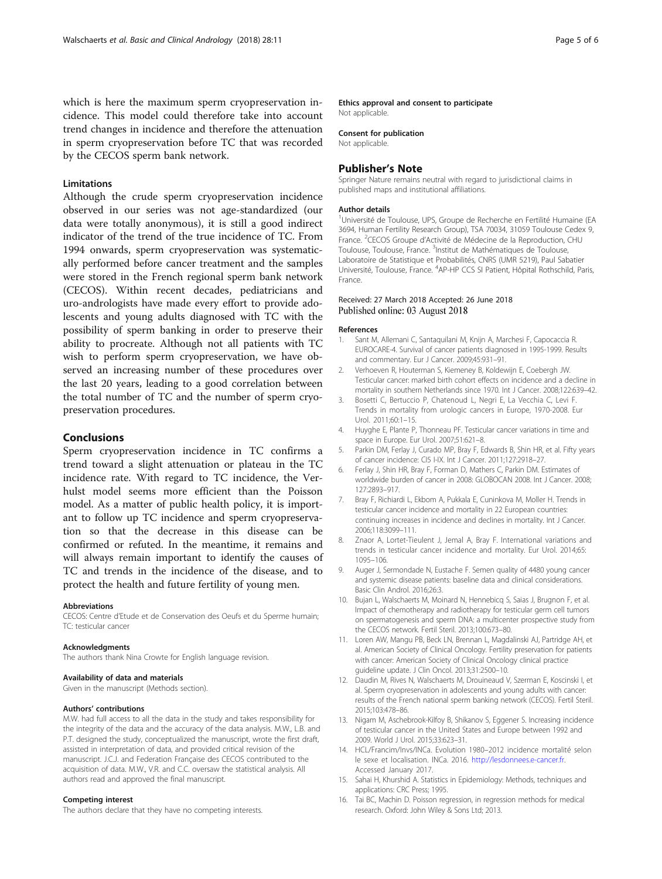which is here the maximum sperm cryopreservation incidence. This model could therefore take into account trend changes in incidence and therefore the attenuation in sperm cryopreservation before TC that was recorded by the CECOS sperm bank network.

### Limitations

Although the crude sperm cryopreservation incidence observed in our series was not age-standardized (our data were totally anonymous), it is still a good indirect indicator of the trend of the true incidence of TC. From 1994 onwards, sperm cryopreservation was systematically performed before cancer treatment and the samples were stored in the French regional sperm bank network (CECOS). Within recent decades, pediatricians and uro-andrologists have made every effort to provide adolescents and young adults diagnosed with TC with the possibility of sperm banking in order to preserve their ability to procreate. Although not all patients with TC wish to perform sperm cryopreservation, we have observed an increasing number of these procedures over the last 20 years, leading to a good correlation between the total number of TC and the number of sperm cryopreservation procedures.

## Conclusions

Sperm cryopreservation incidence in TC confirms a trend toward a slight attenuation or plateau in the TC incidence rate. With regard to TC incidence, the Verhulst model seems more efficient than the Poisson model. As a matter of public health policy, it is important to follow up TC incidence and sperm cryopreservation so that the decrease in this disease can be confirmed or refuted. In the meantime, it remains and will always remain important to identify the causes of TC and trends in the incidence of the disease, and to protect the health and future fertility of young men.

#### Abbreviations

CECOS: Centre d'Etude et de Conservation des Oeufs et du Sperme humain; TC: testicular cancer

#### Acknowledgments

The authors thank Nina Crowte for English language revision.

#### Availability of data and materials

Given in the manuscript (Methods section).

#### Authors' contributions

M.W. had full access to all the data in the study and takes responsibility for the integrity of the data and the accuracy of the data analysis. M.W., L.B. and P.T. designed the study, conceptualized the manuscript, wrote the first draft, assisted in interpretation of data, and provided critical revision of the manuscript. J.C.J. and Federation Française des CECOS contributed to the acquisition of data. M.W., V.R. and C.C. oversaw the statistical analysis. All authors read and approved the final manuscript.

#### Competing interest

The authors declare that they have no competing interests.

#### Ethics approval and consent to participate

Not applicable.

#### Consent for publication

Not applicable.

### Publisher's Note

Springer Nature remains neutral with regard to jurisdictional claims in published maps and institutional affiliations.

#### Author details

[1]Université de Toulouse, UPS, Groupe de Recherche en Fertilité Humaine (EA 3694, Human Fertility Research Group), TSA 70034, 31059 Toulouse Cedex 9, France. [2]CECOS Groupe d'Activité de Médecine de la Reproduction, CHU Toulouse, Toulouse, France. [3]Institut de Mathématiques de Toulouse, Laboratoire de Statistique et Probabilités, CNRS (UMR 5219), Paul Sabatier Université, Toulouse, France. [4]AP-HP CCS SI Patient, Hôpital Rothschild, Paris, France.

Received: 27 March 2018 Accepted: 26 June 2018
Published online: 03 August 2018

#### References

1. Sant M, Allemani C, Santaquilani M, Knijn A, Marchesi F, Capocaccia R. EUROCARE-4. Survival of cancer patients diagnosed in 1995-1999. Results and commentary. Eur J Cancer. 2009;45:931–91.
2. Verhoeven R, Houterman S, Kiemeney B, Koldewijn E, Coebergh JW. Testicular cancer: marked birth cohort effects on incidence and a decline in mortality in southern Netherlands since 1970. Int J Cancer. 2008;122:639–42.
3. Bosetti C, Bertuccio P, Chatenoud L, Negri E, La Vecchia C, Levi F. Trends in mortality from urologic cancers in Europe, 1970-2008. Eur Urol. 2011;60:1–15.
4. Huyghe E, Plante P, Thonneau PF. Testicular cancer variations in time and space in Europe. Eur Urol. 2007;51:621–8.
5. Parkin DM, Ferlay J, Curado MP, Bray F, Edwards B, Shin HR, et al. Fifty years of cancer incidence: CI5 I-IX. Int J Cancer. 2011;127:2918–27.
6. Ferlay J, Shin HR, Bray F, Forman D, Mathers C, Parkin DM. Estimates of worldwide burden of cancer in 2008: GLOBOCAN 2008. Int J Cancer. 2008; 127:2893–917.
7. Bray F, Richiardi L, Ekbom A, Pukkala E, Cuninkova M, Moller H. Trends in testicular cancer incidence and mortality in 22 European countries: continuing increases in incidence and declines in mortality. Int J Cancer. 2006;118:3099–111.
8. Znaor A, Lortet-Tieulent J, Jemal A, Bray F. International variations and trends in testicular cancer incidence and mortality. Eur Urol. 2014;65: 1095–106.
9. Auger J, Sermondade N, Eustache F. Semen quality of 4480 young cancer and systemic disease patients: baseline data and clinical considerations. Basic Clin Androl. 2016;26:3.
10. Bujan L, Walschaerts M, Moinard N, Hennebicq S, Saias J, Brugnon F, et al. Impact of chemotherapy and radiotherapy for testicular germ cell tumors on spermatogenesis and sperm DNA: a multicenter prospective study from the CECOS network. Fertil Steril. 2013;100:673–80.
11. Loren AW, Mangu PB, Beck LN, Brennan L, Magdalinski AJ, Partridge AH, et al. American Society of Clinical Oncology. Fertility preservation for patients with cancer: American Society of Clinical Oncology clinical practice guideline update. J Clin Oncol. 2013;31:2500–10.
12. Daudin M, Rives N, Walschaerts M, Drouineaud V, Szerman E, Koscinski I, et al. Sperm cryopreservation in adolescents and young adults with cancer: results of the French national sperm banking network (CECOS). Fertil Steril. 2015;103:478–86.
13. Nigam M, Aschebrook-Kilfoy B, Shikanov S, Eggener S. Increasing incidence of testicular cancer in the United States and Europe between 1992 and 2009. World J Urol. 2015;33:623–31.
14. HCL/Francim/Invs/INCa. Evolution 1980–2012 incidence mortalité selon le sexe et localisation. INCa. 2016. http://lesdonnees.e-cancer.fr. Accessed January 2017.
15. Sahai H, Khurshid A. Statistics in Epidemiology: Methods, techniques and applications: CRC Press; 1995.
16. Tai BC, Machin D. Poisson regression, in regression methods for medical research. Oxford: John Wiley & Sons Ltd; 2013.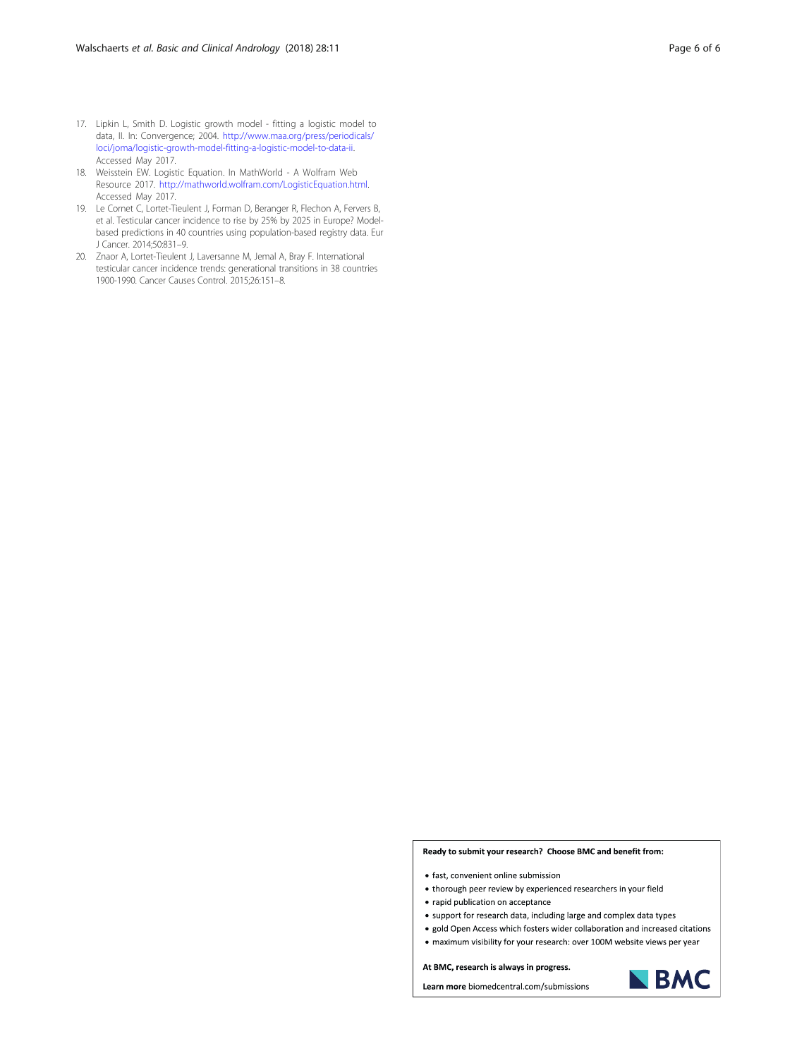17. Lipkin L, Smith D. Logistic growth model - fitting a logistic model to data, II. In: Convergence; 2004. http://www.maa.org/press/periodicals/loci/joma/logistic-growth-model-fitting-a-logistic-model-to-data-ii. Accessed May 2017.
18. Weisstein EW. Logistic Equation. In MathWorld - A Wolfram Web Resource 2017. http://mathworld.wolfram.com/LogisticEquation.html. Accessed May 2017.
19. Le Cornet C, Lortet-Tieulent J, Forman D, Beranger R, Flechon A, Fervers B, et al. Testicular cancer incidence to rise by 25% by 2025 in Europe? Model-based predictions in 40 countries using population-based registry data. Eur J Cancer. 2014;50:831–9.
20. Znaor A, Lortet-Tieulent J, Laversanne M, Jemal A, Bray F. International testicular cancer incidence trends: generational transitions in 38 countries 1900-1990. Cancer Causes Control. 2015;26:151–8.

**Ready to submit your research? Choose BMC and benefit from:**

- fast, convenient online submission
- thorough peer review by experienced researchers in your field
- rapid publication on acceptance
- support for research data, including large and complex data types
- gold Open Access which fosters wider collaboration and increased citations
- maximum visibility for your research: over 100M website views per year

**At BMC, research is always in progress.**

**Learn more** biomedcentral.com/submissions

BMC